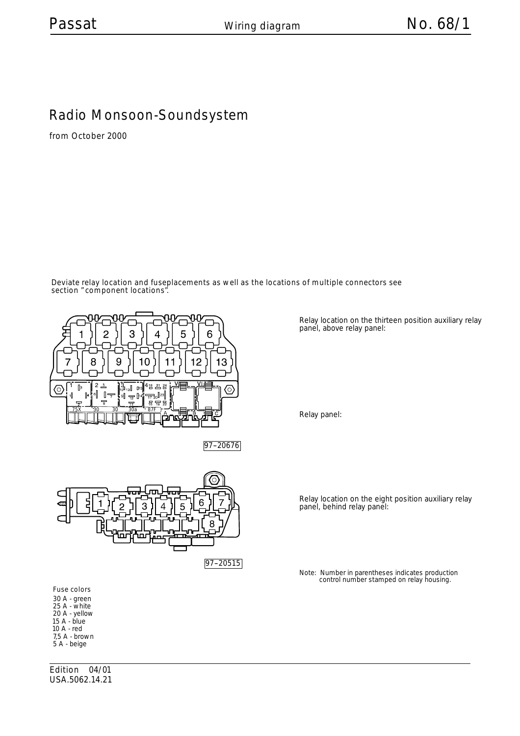# Radio Monsoon-Soundsystem

from October 2000

Deviate relay location and fuseplacements as well as the locations of multiple connectors see section "component locations".

Relay location on the thirteen position auxiliary relay panel, above relay panel:

Relay panel:

97–20676

Relay location on the eight position auxiliary relay panel, behind relay panel:

97–20515

Note: Number in parentheses indicates production control number stamped on relay housing.

Fuse colors

30 A - green
25 A - white
20 A - yellow
15 A - blue
10 A - red
7,5 A - brown
5 A - beige

Edition 04/01
USA.5062.14.21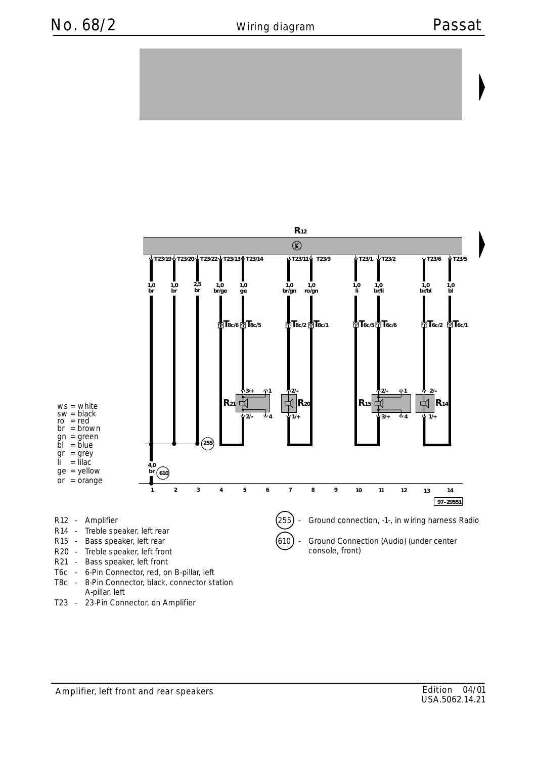# Wiring diagram

**R12**

| Pin | Wire | Connector |
|---|---|---|
| T23/19 | 1,0 br | |
| T23/20 | 1,0 br | |
| T23/22 | 2,5 br | |
| T23/13 | 1,0 br/ge | T8c/6 |
| T23/14 | 1,0 ge | T8c/5 |
| T23/11 | 1,0 br/gn | T8c/2 |
| T23/9 | 1,0 ro/gn | T8c/1 |
| T23/1 | 1,0 li | T6c/5 |
| T23/2 | 1,0 br/li | T6c/6 |
| T23/6 | 1,0 br/bl | T6c/2 |
| T23/5 | 1,0 bl | T6c/1 |

4,0 br (610), (255)

- ws = white
- sw = black
- ro = red
- br = brown
- gn = green
- bl = blue
- gr = grey
- li = lilac
- ge = yellow
- or = orange

97-29551

- R12 - Amplifier
- R14 - Treble speaker, left rear
- R15 - Bass speaker, left rear
- R20 - Treble speaker, left front
- R21 - Bass speaker, left front
- T6c - 6-Pin Connector, red, on B-pillar, left
- T8c - 8-Pin Connector, black, connector station A-pillar, left
- T23 - 23-Pin Connector, on Amplifier

- (255) - Ground connection, -1-, in wiring harness Radio
- (610) - Ground Connection (Audio) (under center console, front)

Amplifier, left front and rear speakers

Edition 04/01
USA.5062.14.21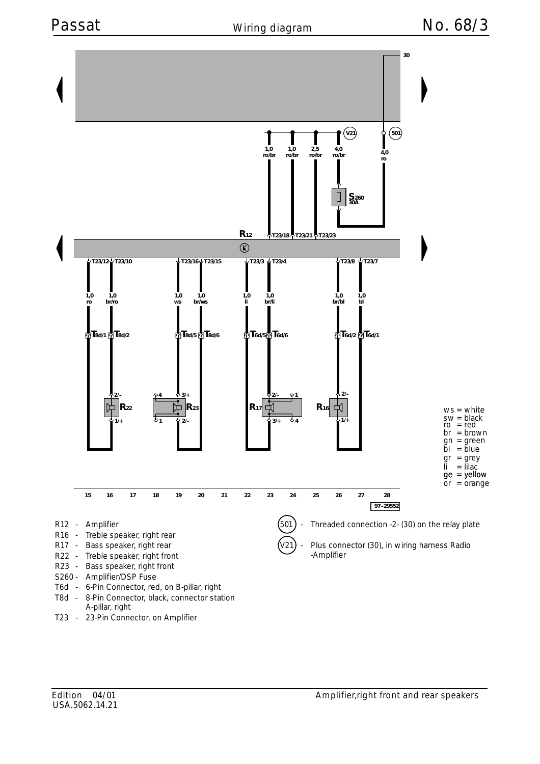# Passat — Wiring diagram — No. 68/3

R12 - Amplifier
R16 - Treble speaker, right rear
R17 - Bass speaker, right rear
R22 - Treble speaker, right front
R23 - Bass speaker, right front
S260 - Amplifier/DSP Fuse
T6d - 6-Pin Connector, red, on B-pillar, right
T8d - 8-Pin Connector, black, connector station A-pillar, right
T23 - 23-Pin Connector, on Amplifier

(501) - Threaded connection -2- (30) on the relay plate

(V21) - Plus connector (30), in wiring harness Radio -Amplifier

ws = white
sw = black
ro = red
br = brown
gn = green
bl = blue
gr = grey
li = lilac
ge = yellow
or = orange

97-29552

Edition 04/01
USA.5062.14.21

Amplifier,right front and rear speakers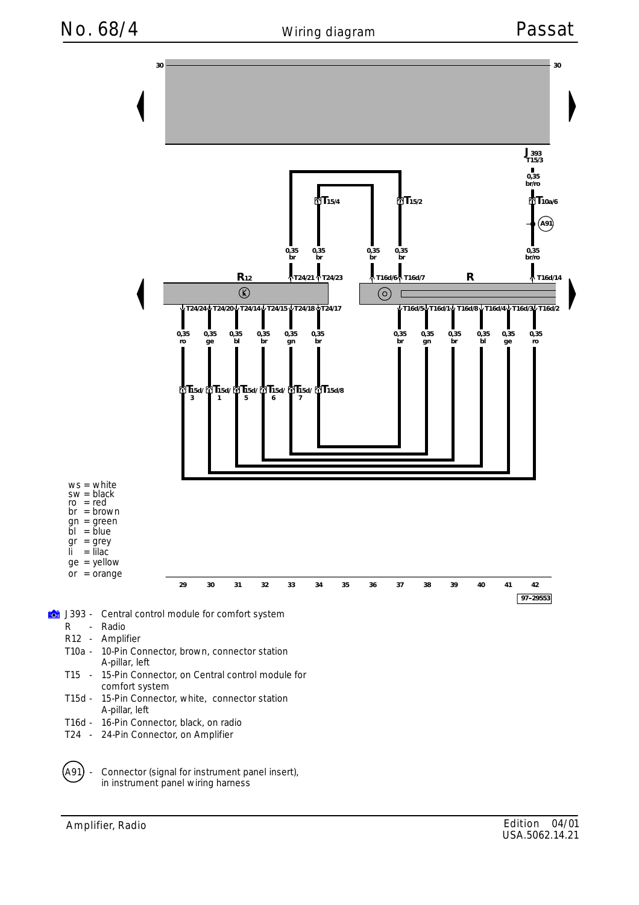# Wiring diagram

ws = white
sw = black
ro = red
br = brown
gn = green
bl = blue
gr = grey
li = lilac
ge = yellow
or = orange

97-29553

- J393 - Central control module for comfort system
- R - Radio
- R12 - Amplifier
- T10a - 10-Pin Connector, brown, connector station A-pillar, left
- T15 - 15-Pin Connector, on Central control module for comfort system
- T15d - 15-Pin Connector, white, connector station A-pillar, left
- T16d - 16-Pin Connector, black, on radio
- T24 - 24-Pin Connector, on Amplifier

(A91) - Connector (signal for instrument panel insert), in instrument panel wiring harness

Amplifier, Radio

Edition 04/01
USA.5062.14.21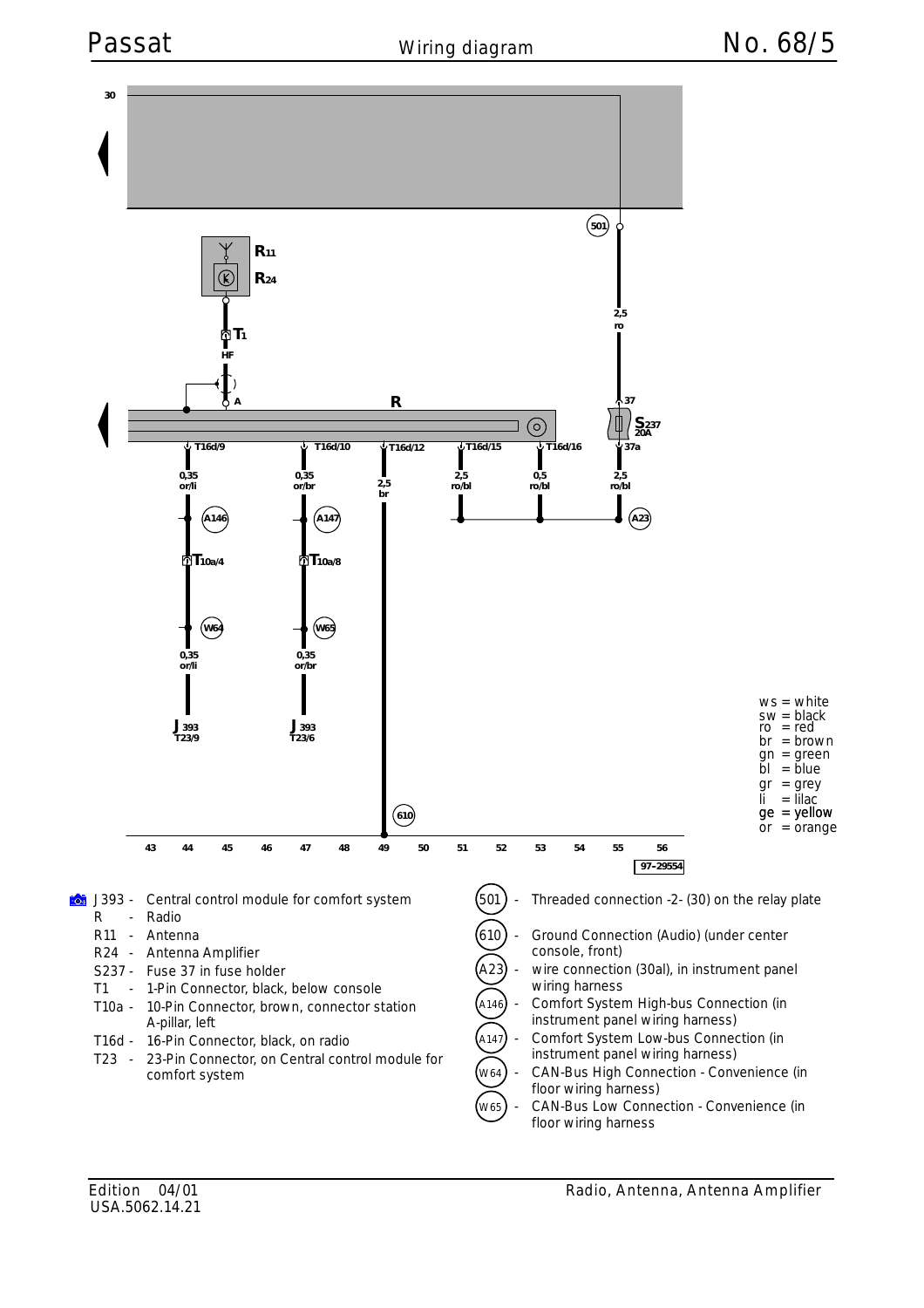30

R11
R24
T1
HF
A
R
T16d/9
T16d/10
T16d/12
T16d/15
T16d/16
37
S237
20A
37a
501
2,5
ro
0,35
or/li
0,35
or/br
2,5
br
2,5
ro/bl
0,5
ro/bl
2,5
ro/bl
A146
A147
A23
T10a/4
T10a/8
W64
W65
0,35
or/li
0,35
or/br
J393
T23/9
J393
T23/6
610

43 44 45 46 47 48 49 50 51 52 53 54 55 56

97-29554

ws = white
sw = black
ro = red
br = brown
gn = green
bl = blue
gr = grey
li = lilac
ge = yellow
or = orange

- J393 - Central control module for comfort system
- R - Radio
- R11 - Antenna
- R24 - Antenna Amplifier
- S237 - Fuse 37 in fuse holder
- T1 - 1-Pin Connector, black, below console
- T10a - 10-Pin Connector, brown, connector station A-pillar, left
- T16d - 16-Pin Connector, black, on radio
- T23 - 23-Pin Connector, on Central control module for comfort system

- (501) - Threaded connection -2- (30) on the relay plate
- (610) - Ground Connection (Audio) (under center console, front)
- (A23) - wire connection (30al), in instrument panel wiring harness
- (A146) - Comfort System High-bus Connection (in instrument panel wiring harness)
- (A147) - Comfort System Low-bus Connection (in instrument panel wiring harness)
- (W64) - CAN-Bus High Connection - Convenience (in floor wiring harness)
- (W65) - CAN-Bus Low Connection - Convenience (in floor wiring harness

Edition 04/01
USA.5062.14.21

Radio, Antenna, Antenna Amplifier